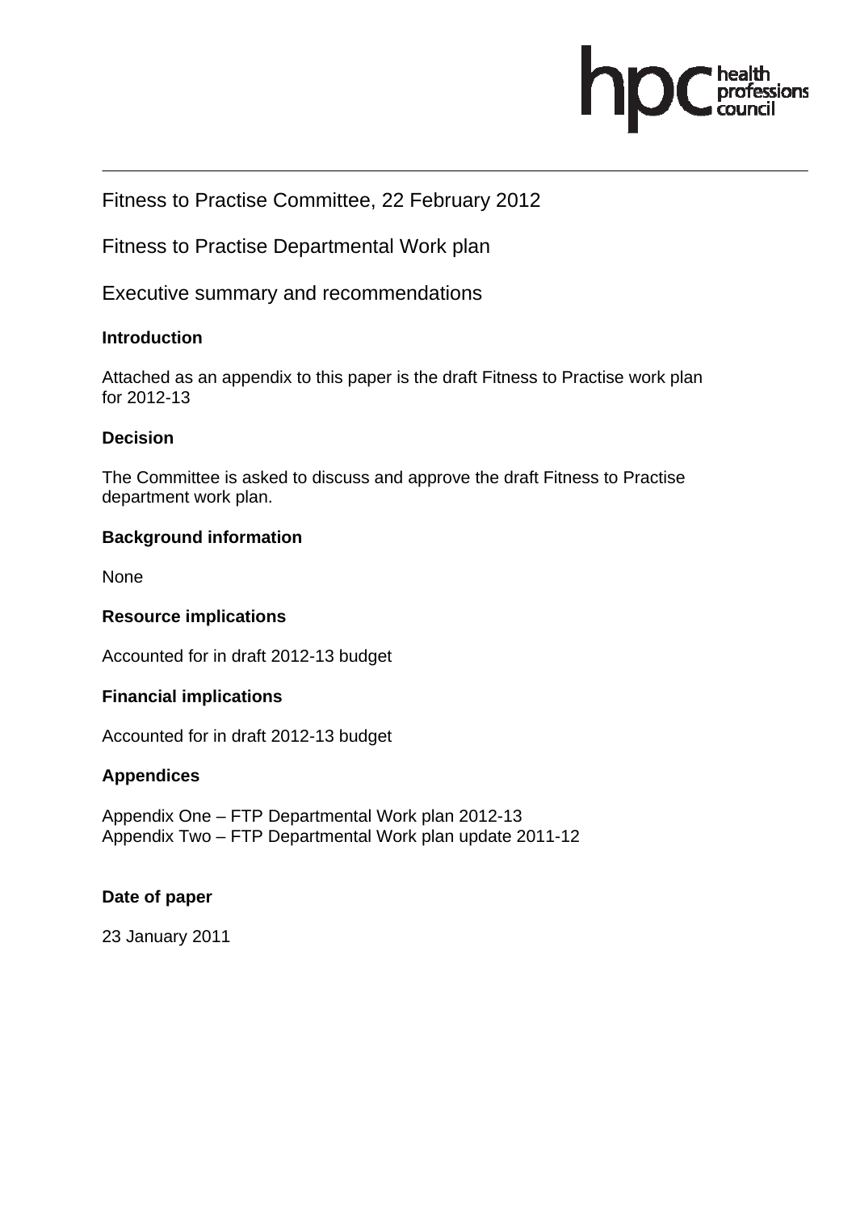Fitness to Practise Committee, 22 February 2012

Fitness to Practise Departmental Work plan

Executive summary and recommendations

**Introduction**

Attached as an appendix to this paper is the draft Fitness to Practise work plan for 2012-13

**Decision**

The Committee is asked to discuss and approve the draft Fitness to Practise department work plan.

**Background information**

None

**Resource implications**

Accounted for in draft 2012-13 budget

**Financial implications**

Accounted for in draft 2012-13 budget

**Appendices**

Appendix One – FTP Departmental Work plan 2012-13
Appendix Two – FTP Departmental Work plan update 2011-12

**Date of paper**

23 January 2011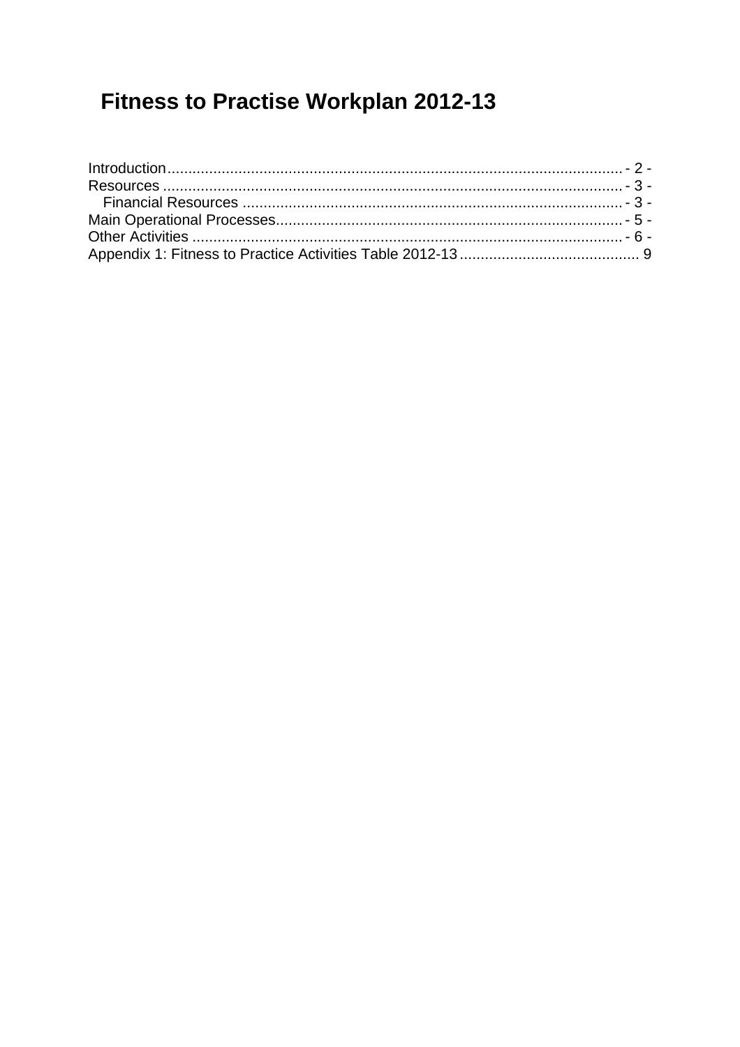# Fitness to Practise Workplan 2012-13

Introduction.............................................................................................................. - 2 -
Resources ................................................................................................................ - 3 -
  Financial Resources .............................................................................................. - 3 -
Main Operational Processes..................................................................................... - 5 -
Other Activities ......................................................................................................... - 6 -
Appendix 1: Fitness to Practice Activities Table 2012-13 ........................................... 9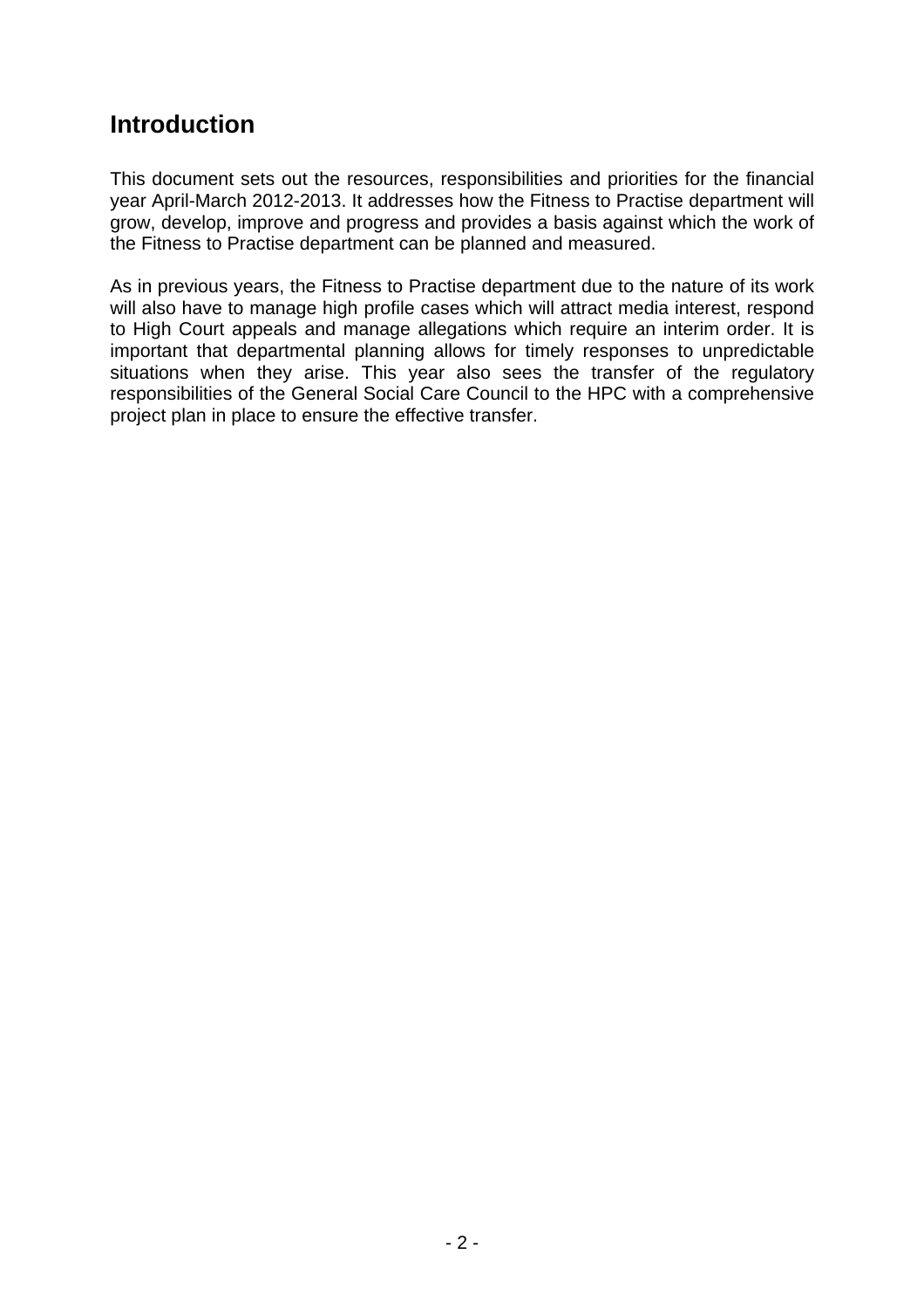## Introduction

This document sets out the resources, responsibilities and priorities for the financial year April-March 2012-2013. It addresses how the Fitness to Practise department will grow, develop, improve and progress and provides a basis against which the work of the Fitness to Practise department can be planned and measured.

As in previous years, the Fitness to Practise department due to the nature of its work will also have to manage high profile cases which will attract media interest, respond to High Court appeals and manage allegations which require an interim order. It is important that departmental planning allows for timely responses to unpredictable situations when they arise. This year also sees the transfer of the regulatory responsibilities of the General Social Care Council to the HPC with a comprehensive project plan in place to ensure the effective transfer.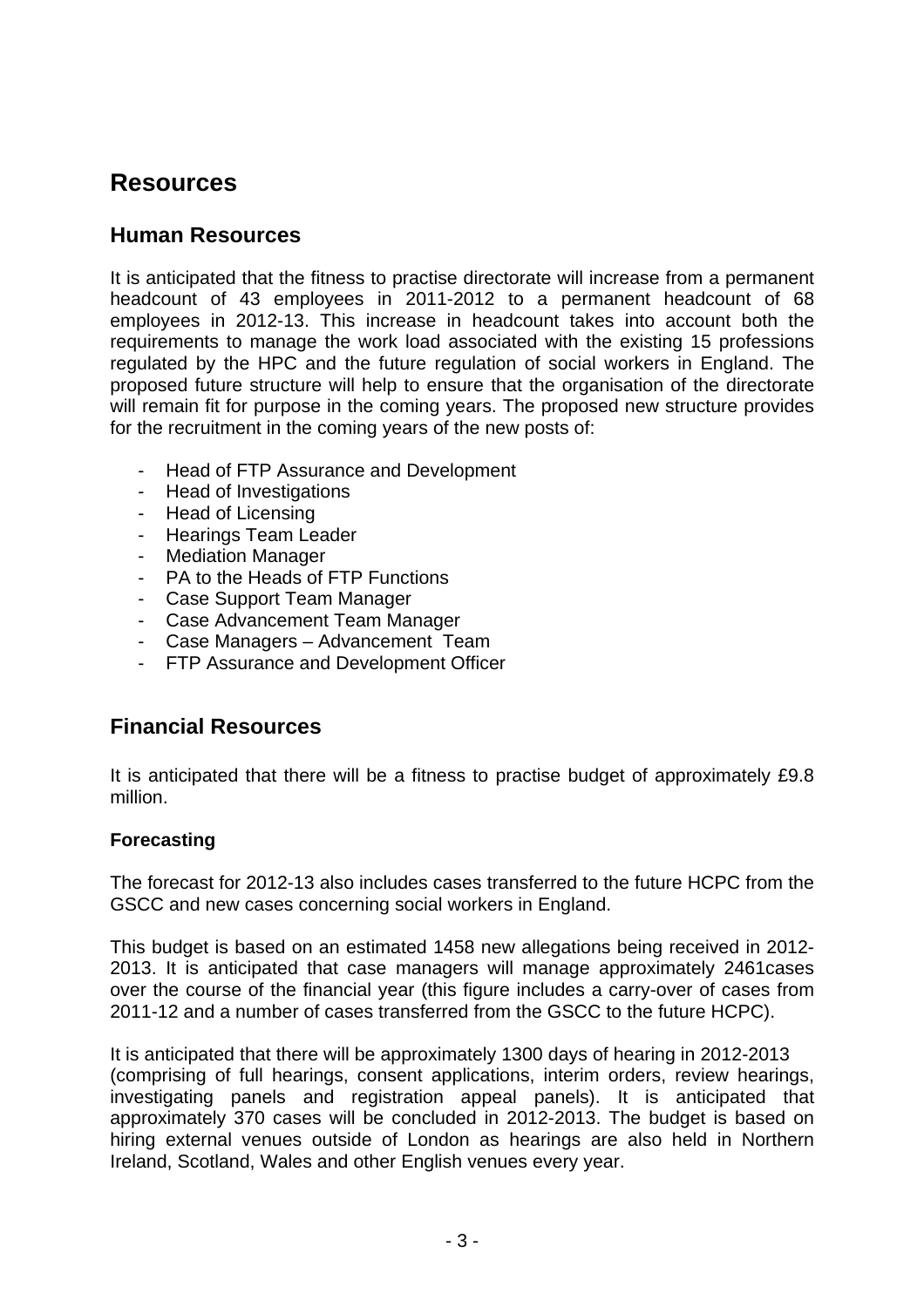# Resources

## Human Resources

It is anticipated that the fitness to practise directorate will increase from a permanent headcount of 43 employees in 2011-2012 to a permanent headcount of 68 employees in 2012-13. This increase in headcount takes into account both the requirements to manage the work load associated with the existing 15 professions regulated by the HPC and the future regulation of social workers in England. The proposed future structure will help to ensure that the organisation of the directorate will remain fit for purpose in the coming years. The proposed new structure provides for the recruitment in the coming years of the new posts of:

- Head of FTP Assurance and Development
- Head of Investigations
- Head of Licensing
- Hearings Team Leader
- Mediation Manager
- PA to the Heads of FTP Functions
- Case Support Team Manager
- Case Advancement Team Manager
- Case Managers – Advancement Team
- FTP Assurance and Development Officer

## Financial Resources

It is anticipated that there will be a fitness to practise budget of approximately £9.8 million.

### Forecasting

The forecast for 2012-13 also includes cases transferred to the future HCPC from the GSCC and new cases concerning social workers in England.

This budget is based on an estimated 1458 new allegations being received in 2012-2013. It is anticipated that case managers will manage approximately 2461cases over the course of the financial year (this figure includes a carry-over of cases from 2011-12 and a number of cases transferred from the GSCC to the future HCPC).

It is anticipated that there will be approximately 1300 days of hearing in 2012-2013 (comprising of full hearings, consent applications, interim orders, review hearings, investigating panels and registration appeal panels). It is anticipated that approximately 370 cases will be concluded in 2012-2013. The budget is based on hiring external venues outside of London as hearings are also held in Northern Ireland, Scotland, Wales and other English venues every year.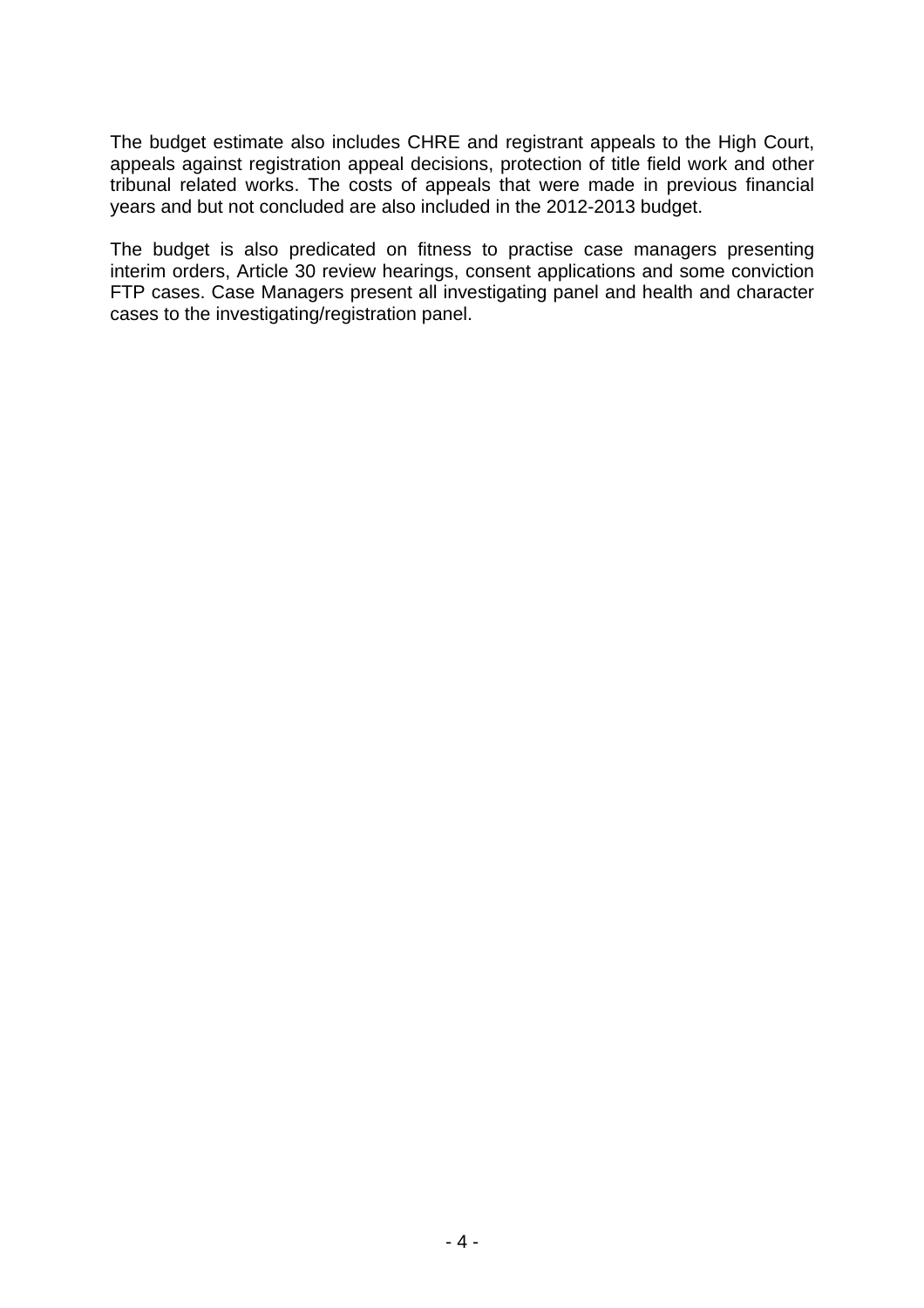The budget estimate also includes CHRE and registrant appeals to the High Court, appeals against registration appeal decisions, protection of title field work and other tribunal related works. The costs of appeals that were made in previous financial years and but not concluded are also included in the 2012-2013 budget.

The budget is also predicated on fitness to practise case managers presenting interim orders, Article 30 review hearings, consent applications and some conviction FTP cases. Case Managers present all investigating panel and health and character cases to the investigating/registration panel.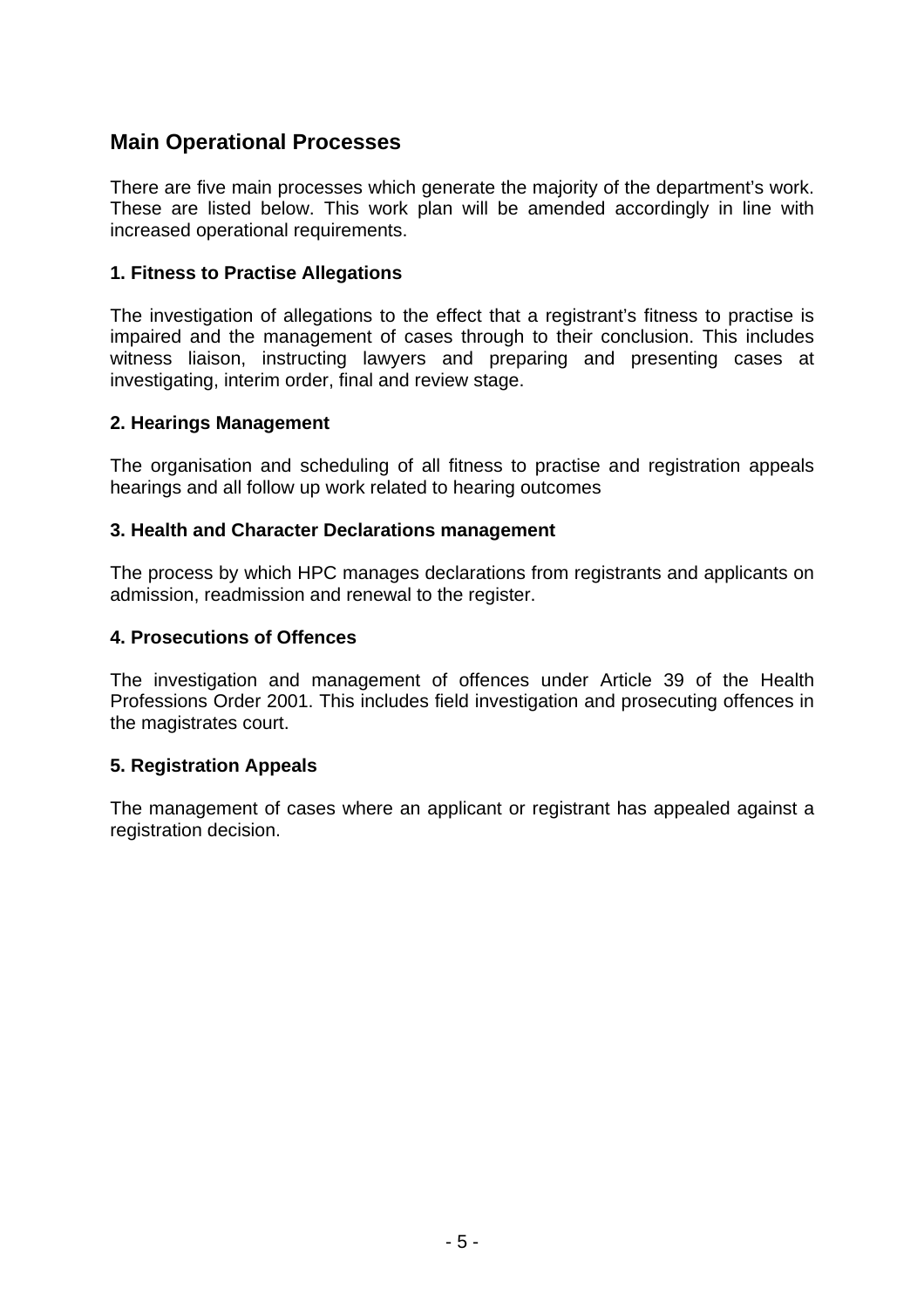## Main Operational Processes

There are five main processes which generate the majority of the department's work. These are listed below. This work plan will be amended accordingly in line with increased operational requirements.

### 1. Fitness to Practise Allegations

The investigation of allegations to the effect that a registrant's fitness to practise is impaired and the management of cases through to their conclusion. This includes witness liaison, instructing lawyers and preparing and presenting cases at investigating, interim order, final and review stage.

### 2. Hearings Management

The organisation and scheduling of all fitness to practise and registration appeals hearings and all follow up work related to hearing outcomes

### 3. Health and Character Declarations management

The process by which HPC manages declarations from registrants and applicants on admission, readmission and renewal to the register.

### 4. Prosecutions of Offences

The investigation and management of offences under Article 39 of the Health Professions Order 2001. This includes field investigation and prosecuting offences in the magistrates court.

### 5. Registration Appeals

The management of cases where an applicant or registrant has appealed against a registration decision.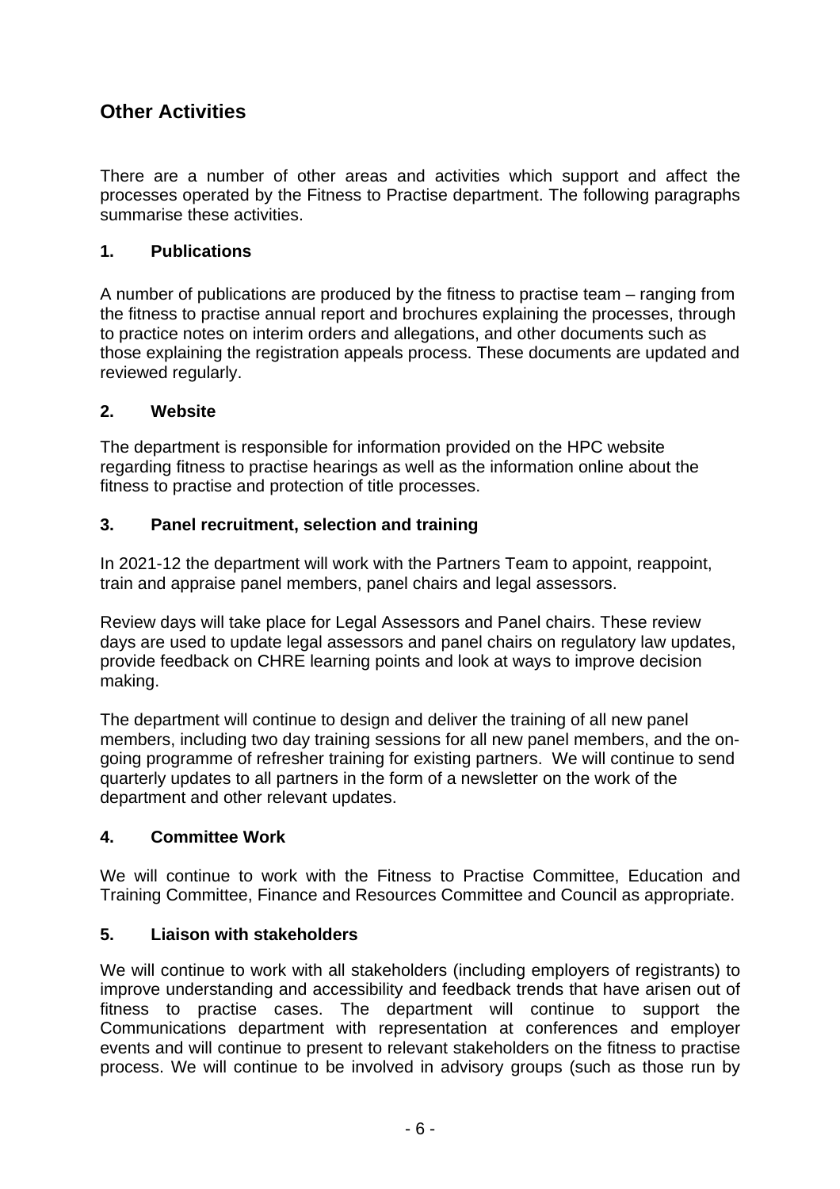## Other Activities

There are a number of other areas and activities which support and affect the processes operated by the Fitness to Practise department. The following paragraphs summarise these activities.

### 1. Publications

A number of publications are produced by the fitness to practise team – ranging from the fitness to practise annual report and brochures explaining the processes, through to practice notes on interim orders and allegations, and other documents such as those explaining the registration appeals process. These documents are updated and reviewed regularly.

### 2. Website

The department is responsible for information provided on the HPC website regarding fitness to practise hearings as well as the information online about the fitness to practise and protection of title processes.

### 3. Panel recruitment, selection and training

In 2021-12 the department will work with the Partners Team to appoint, reappoint, train and appraise panel members, panel chairs and legal assessors.

Review days will take place for Legal Assessors and Panel chairs. These review days are used to update legal assessors and panel chairs on regulatory law updates, provide feedback on CHRE learning points and look at ways to improve decision making.

The department will continue to design and deliver the training of all new panel members, including two day training sessions for all new panel members, and the on-going programme of refresher training for existing partners. We will continue to send quarterly updates to all partners in the form of a newsletter on the work of the department and other relevant updates.

### 4. Committee Work

We will continue to work with the Fitness to Practise Committee, Education and Training Committee, Finance and Resources Committee and Council as appropriate.

### 5. Liaison with stakeholders

We will continue to work with all stakeholders (including employers of registrants) to improve understanding and accessibility and feedback trends that have arisen out of fitness to practise cases. The department will continue to support the Communications department with representation at conferences and employer events and will continue to present to relevant stakeholders on the fitness to practise process. We will continue to be involved in advisory groups (such as those run by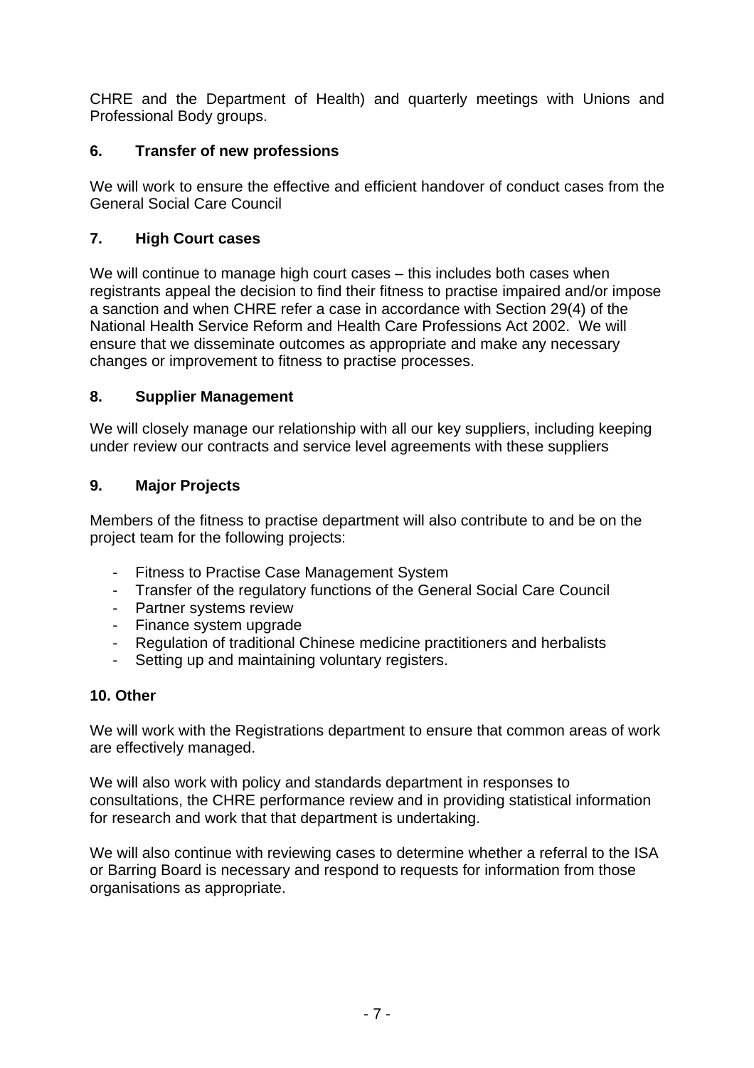CHRE and the Department of Health) and quarterly meetings with Unions and Professional Body groups.

### 6. Transfer of new professions

We will work to ensure the effective and efficient handover of conduct cases from the General Social Care Council

### 7. High Court cases

We will continue to manage high court cases – this includes both cases when registrants appeal the decision to find their fitness to practise impaired and/or impose a sanction and when CHRE refer a case in accordance with Section 29(4) of the National Health Service Reform and Health Care Professions Act 2002. We will ensure that we disseminate outcomes as appropriate and make any necessary changes or improvement to fitness to practise processes.

### 8. Supplier Management

We will closely manage our relationship with all our key suppliers, including keeping under review our contracts and service level agreements with these suppliers

### 9. Major Projects

Members of the fitness to practise department will also contribute to and be on the project team for the following projects:

- Fitness to Practise Case Management System
- Transfer of the regulatory functions of the General Social Care Council
- Partner systems review
- Finance system upgrade
- Regulation of traditional Chinese medicine practitioners and herbalists
- Setting up and maintaining voluntary registers.

### 10. Other

We will work with the Registrations department to ensure that common areas of work are effectively managed.

We will also work with policy and standards department in responses to consultations, the CHRE performance review and in providing statistical information for research and work that that department is undertaking.

We will also continue with reviewing cases to determine whether a referral to the ISA or Barring Board is necessary and respond to requests for information from those organisations as appropriate.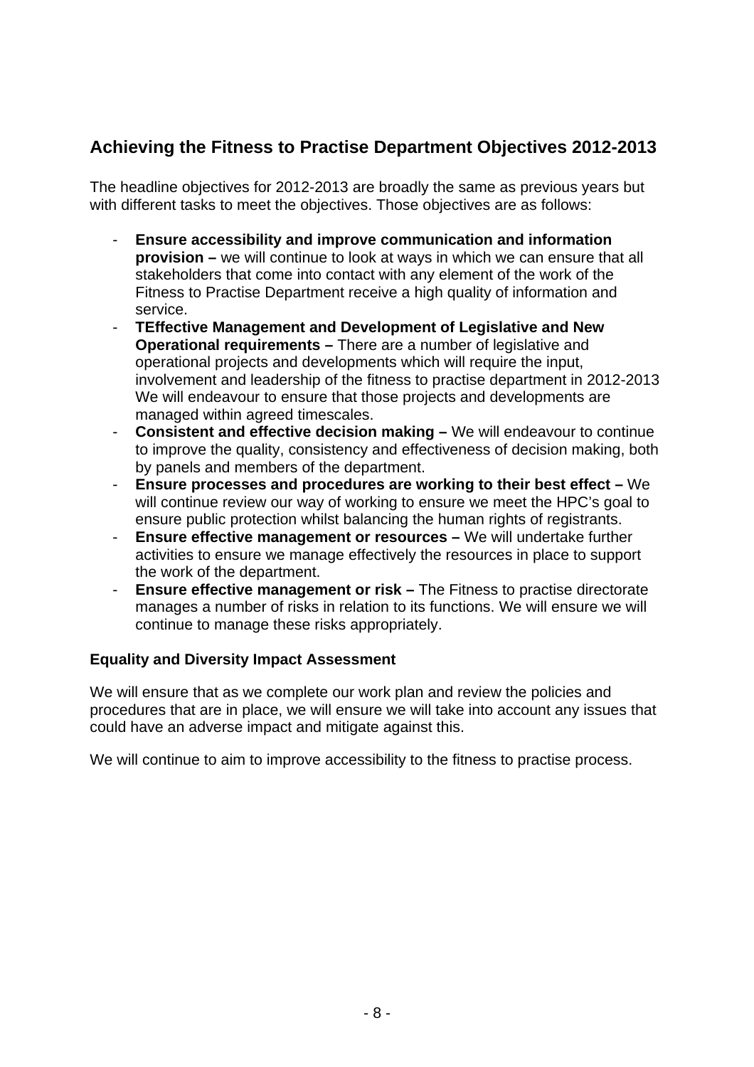## Achieving the Fitness to Practise Department Objectives 2012-2013

The headline objectives for 2012-2013 are broadly the same as previous years but with different tasks to meet the objectives. Those objectives are as follows:

- **Ensure accessibility and improve communication and information provision –** we will continue to look at ways in which we can ensure that all stakeholders that come into contact with any element of the work of the Fitness to Practise Department receive a high quality of information and service.
- **TEffective Management and Development of Legislative and New Operational requirements –** There are a number of legislative and operational projects and developments which will require the input, involvement and leadership of the fitness to practise department in 2012-2013 We will endeavour to ensure that those projects and developments are managed within agreed timescales.
- **Consistent and effective decision making –** We will endeavour to continue to improve the quality, consistency and effectiveness of decision making, both by panels and members of the department.
- **Ensure processes and procedures are working to their best effect –** We will continue review our way of working to ensure we meet the HPC's goal to ensure public protection whilst balancing the human rights of registrants.
- **Ensure effective management or resources –** We will undertake further activities to ensure we manage effectively the resources in place to support the work of the department.
- **Ensure effective management or risk –** The Fitness to practise directorate manages a number of risks in relation to its functions. We will ensure we will continue to manage these risks appropriately.

**Equality and Diversity Impact Assessment**

We will ensure that as we complete our work plan and review the policies and procedures that are in place, we will ensure we will take into account any issues that could have an adverse impact and mitigate against this.

We will continue to aim to improve accessibility to the fitness to practise process.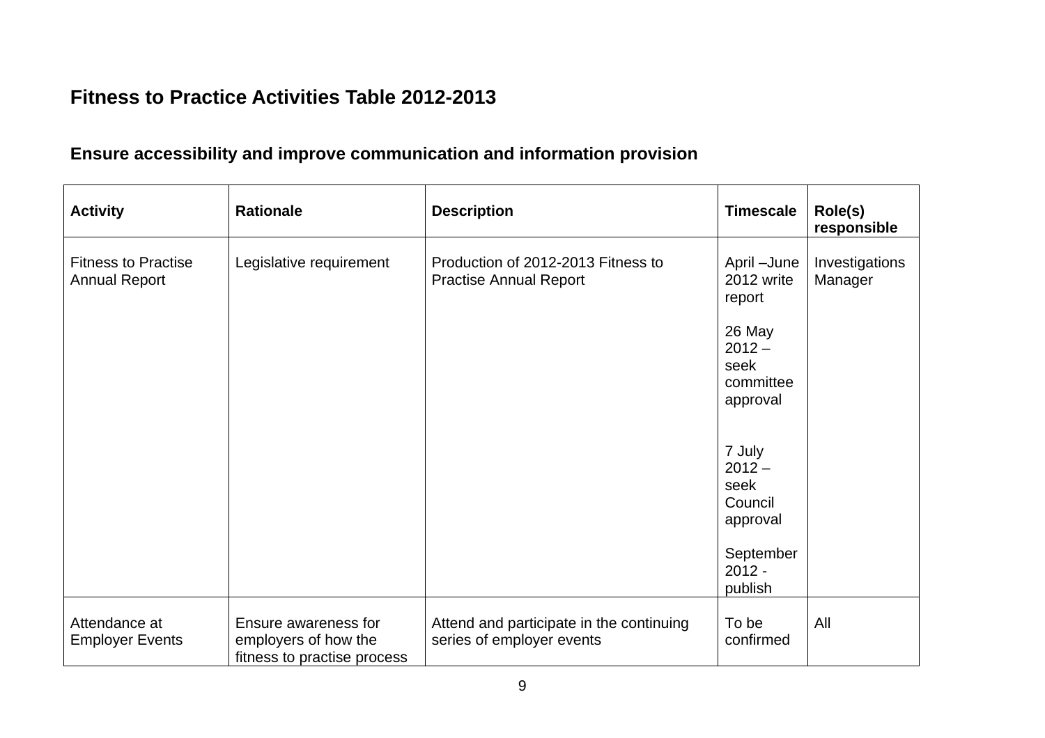## Fitness to Practice Activities Table 2012-2013

### Ensure accessibility and improve communication and information provision

| Activity | Rationale | Description | Timescale | Role(s) responsible |
|---|---|---|---|---|
| Fitness to Practise Annual Report | Legislative requirement | Production of 2012-2013 Fitness to Practise Annual Report | April –June 2012 write report<br><br>26 May 2012 – seek committee approval<br><br>7 July 2012 – seek Council approval<br><br>September 2012 - publish | Investigations Manager |
| Attendance at Employer Events | Ensure awareness for employers of how the fitness to practise process | Attend and participate in the continuing series of employer events | To be confirmed | All |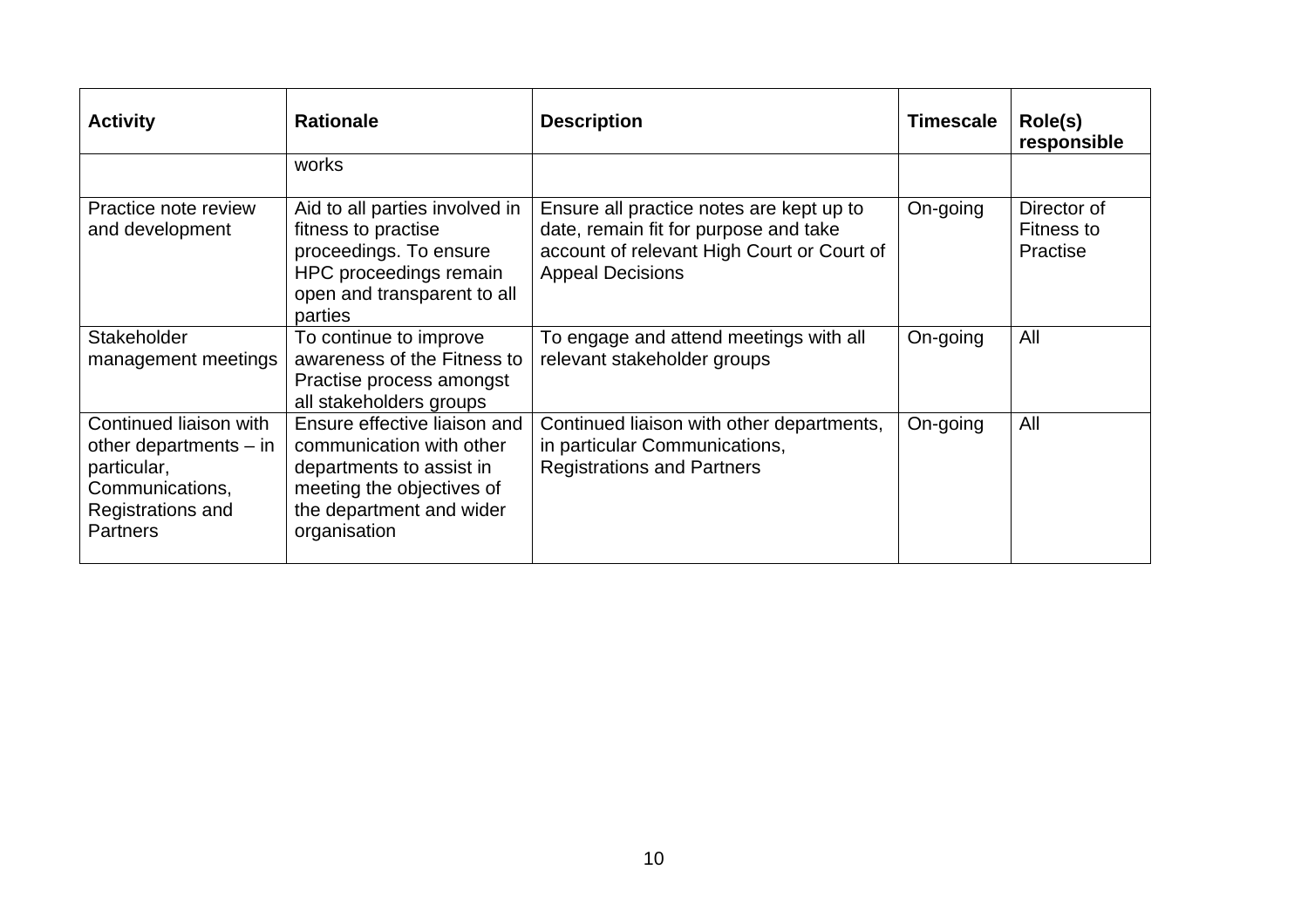| Activity | Rationale | Description | Timescale | Role(s) responsible |
|---|---|---|---|---|
| | works | | | |
| Practice note review and development | Aid to all parties involved in fitness to practise proceedings. To ensure HPC proceedings remain open and transparent to all parties | Ensure all practice notes are kept up to date, remain fit for purpose and take account of relevant High Court or Court of Appeal Decisions | On-going | Director of Fitness to Practise |
| Stakeholder management meetings | To continue to improve awareness of the Fitness to Practise process amongst all stakeholders groups | To engage and attend meetings with all relevant stakeholder groups | On-going | All |
| Continued liaison with other departments – in particular, Communications, Registrations and Partners | Ensure effective liaison and communication with other departments to assist in meeting the objectives of the department and wider organisation | Continued liaison with other departments, in particular Communications, Registrations and Partners | On-going | All |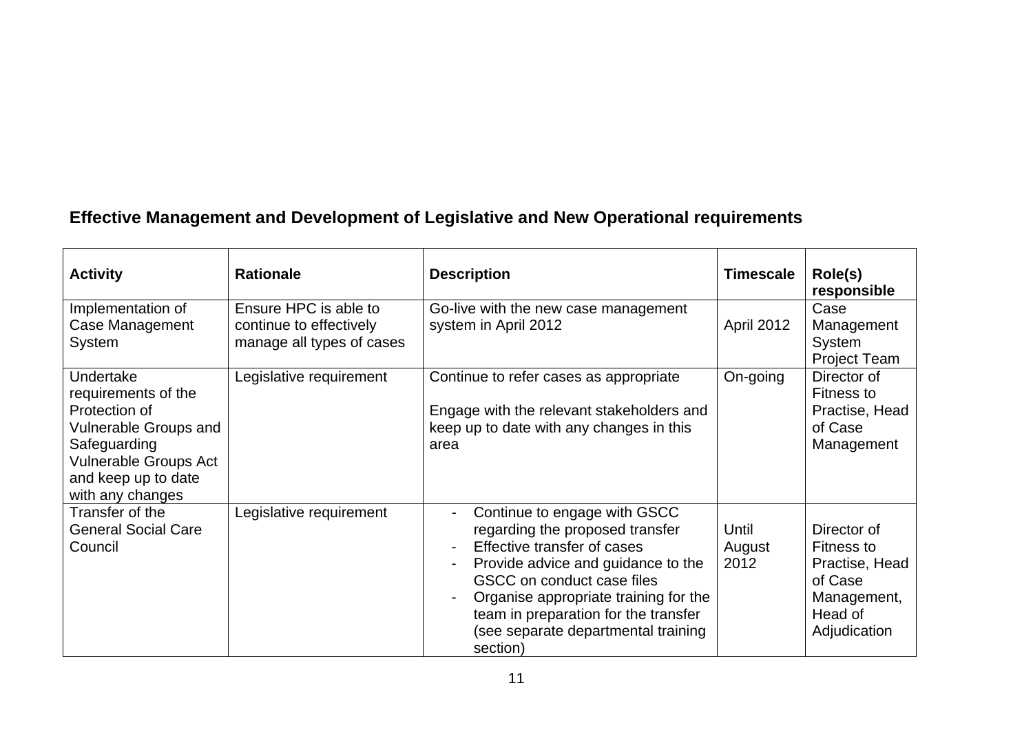## Effective Management and Development of Legislative and New Operational requirements

| Activity | Rationale | Description | Timescale | Role(s) responsible |
|---|---|---|---|---|
| Implementation of Case Management System | Ensure HPC is able to continue to effectively manage all types of cases | Go-live with the new case management system in April 2012 | April 2012 | Case Management System Project Team |
| Undertake requirements of the Protection of Vulnerable Groups and Safeguarding Vulnerable Groups Act and keep up to date with any changes | Legislative requirement | Continue to refer cases as appropriate<br><br>Engage with the relevant stakeholders and keep up to date with any changes in this area | On-going | Director of Fitness to Practise, Head of Case Management |
| Transfer of the General Social Care Council | Legislative requirement | - Continue to engage with GSCC regarding the proposed transfer<br>- Effective transfer of cases<br>- Provide advice and guidance to the GSCC on conduct case files<br>- Organise appropriate training for the team in preparation for the transfer (see separate departmental training section) | Until August 2012 | Director of Fitness to Practise, Head of Case Management, Head of Adjudication |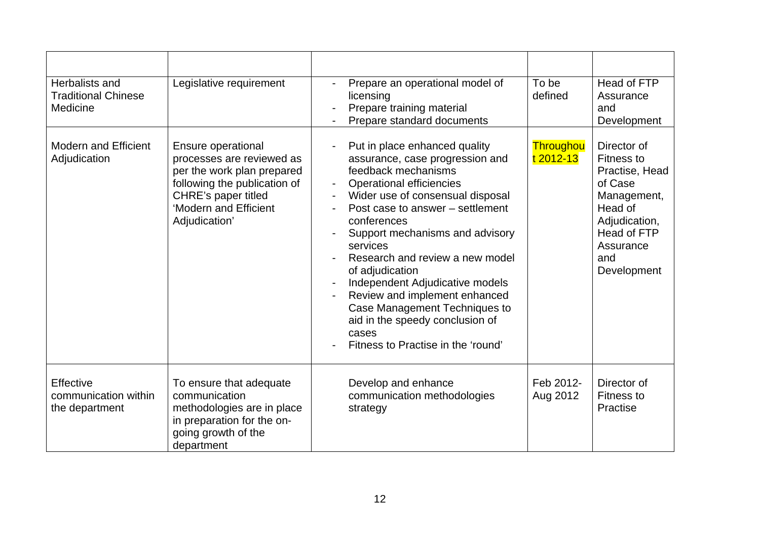| | | | | |
|---|---|---|---|---|
| Herbalists and Traditional Chinese Medicine | Legislative requirement | - Prepare an operational model of licensing<br>- Prepare training material<br>- Prepare standard documents | To be defined | Head of FTP Assurance and Development |
| Modern and Efficient Adjudication | Ensure operational processes are reviewed as per the work plan prepared following the publication of CHRE's paper titled 'Modern and Efficient Adjudication' | - Put in place enhanced quality assurance, case progression and feedback mechanisms<br>- Operational efficiencies<br>- Wider use of consensual disposal<br>- Post case to answer – settlement conferences<br>- Support mechanisms and advisory services<br>- Research and review a new model of adjudication<br>- Independent Adjudicative models<br>- Review and implement enhanced Case Management Techniques to aid in the speedy conclusion of cases<br>- Fitness to Practise in the 'round' | Throughout 2012-13 | Director of Fitness to Practise, Head of Case Management, Head of Adjudication, Head of FTP Assurance and Development |
| Effective communication within the department | To ensure that adequate communication methodologies are in place in preparation for the on-going growth of the department | Develop and enhance communication methodologies strategy | Feb 2012-Aug 2012 | Director of Fitness to Practise |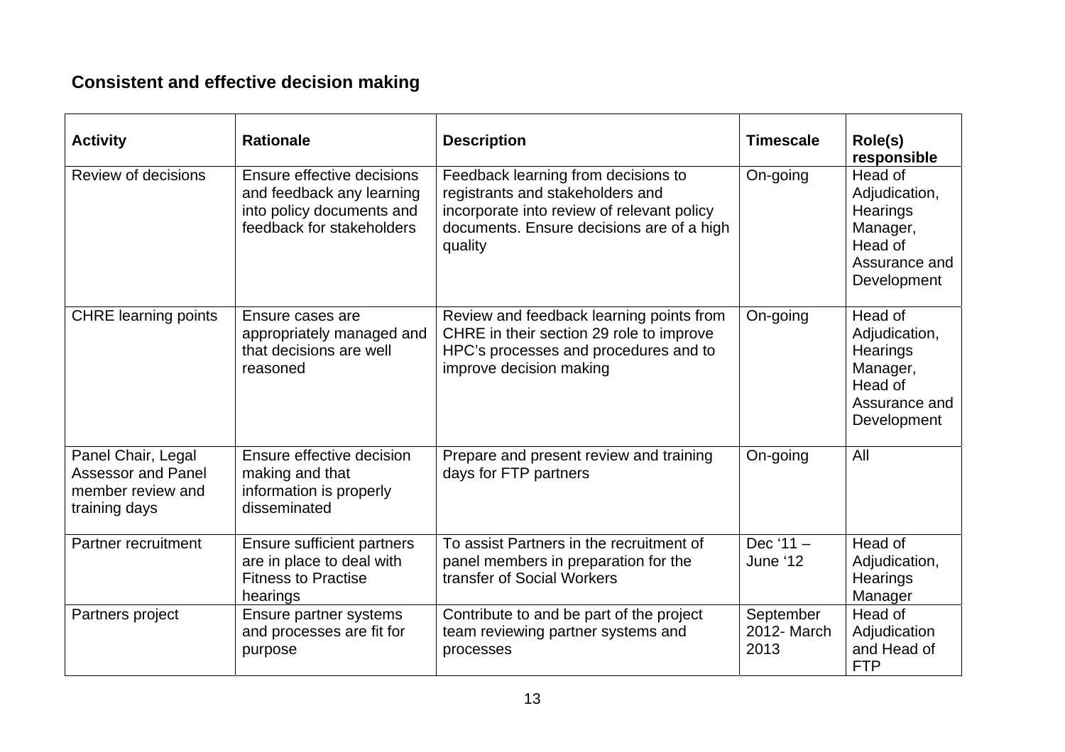## Consistent and effective decision making

| Activity | Rationale | Description | Timescale | Role(s) responsible |
|---|---|---|---|---|
| Review of decisions | Ensure effective decisions and feedback any learning into policy documents and feedback for stakeholders | Feedback learning from decisions to registrants and stakeholders and incorporate into review of relevant policy documents. Ensure decisions are of a high quality | On-going | Head of Adjudication, Hearings Manager, Head of Assurance and Development |
| CHRE learning points | Ensure cases are appropriately managed and that decisions are well reasoned | Review and feedback learning points from CHRE in their section 29 role to improve HPC's processes and procedures and to improve decision making | On-going | Head of Adjudication, Hearings Manager, Head of Assurance and Development |
| Panel Chair, Legal Assessor and Panel member review and training days | Ensure effective decision making and that information is properly disseminated | Prepare and present review and training days for FTP partners | On-going | All |
| Partner recruitment | Ensure sufficient partners are in place to deal with Fitness to Practise hearings | To assist Partners in the recruitment of panel members in preparation for the transfer of Social Workers | Dec '11 – June '12 | Head of Adjudication, Hearings Manager |
| Partners project | Ensure partner systems and processes are fit for purpose | Contribute to and be part of the project team reviewing partner systems and processes | September 2012- March 2013 | Head of Adjudication and Head of FTP |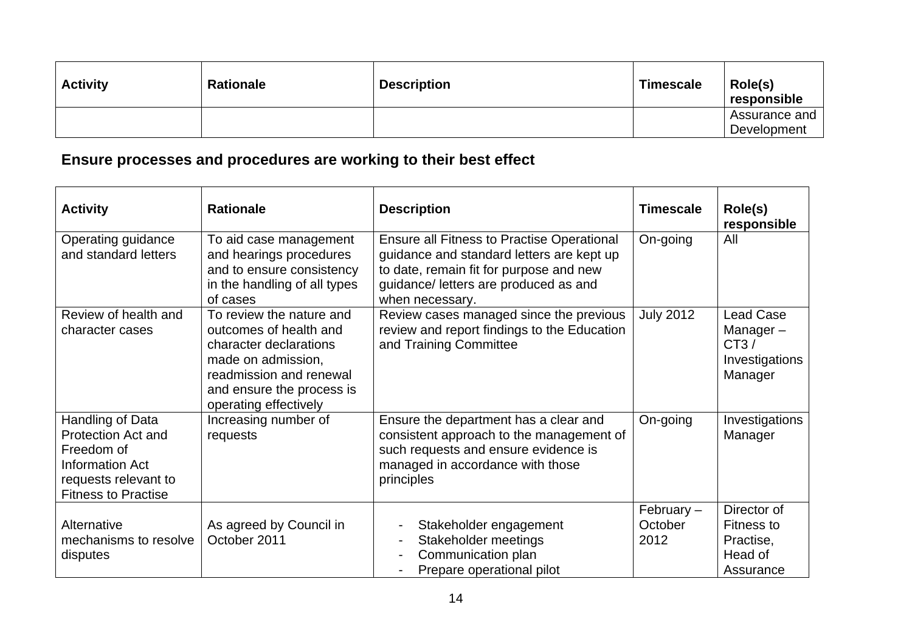| Activity | Rationale | Description | Timescale | Role(s) responsible |
|---|---|---|---|---|
| | | | | Assurance and Development |

## Ensure processes and procedures are working to their best effect

| Activity | Rationale | Description | Timescale | Role(s) responsible |
|---|---|---|---|---|
| Operating guidance and standard letters | To aid case management and hearings procedures and to ensure consistency in the handling of all types of cases | Ensure all Fitness to Practise Operational guidance and standard letters are kept up to date, remain fit for purpose and new guidance/ letters are produced as and when necessary. | On-going | All |
| Review of health and character cases | To review the nature and outcomes of health and character declarations made on admission, readmission and renewal and ensure the process is operating effectively | Review cases managed since the previous review and report findings to the Education and Training Committee | July 2012 | Lead Case Manager – CT3 / Investigations Manager |
| Handling of Data Protection Act and Freedom of Information Act requests relevant to Fitness to Practise | Increasing number of requests | Ensure the department has a clear and consistent approach to the management of such requests and ensure evidence is managed in accordance with those principles | On-going | Investigations Manager |
| Alternative mechanisms to resolve disputes | As agreed by Council in October 2011 | - Stakeholder engagement<br>- Stakeholder meetings<br>- Communication plan<br>- Prepare operational pilot | February – October 2012 | Director of Fitness to Practise, Head of Assurance |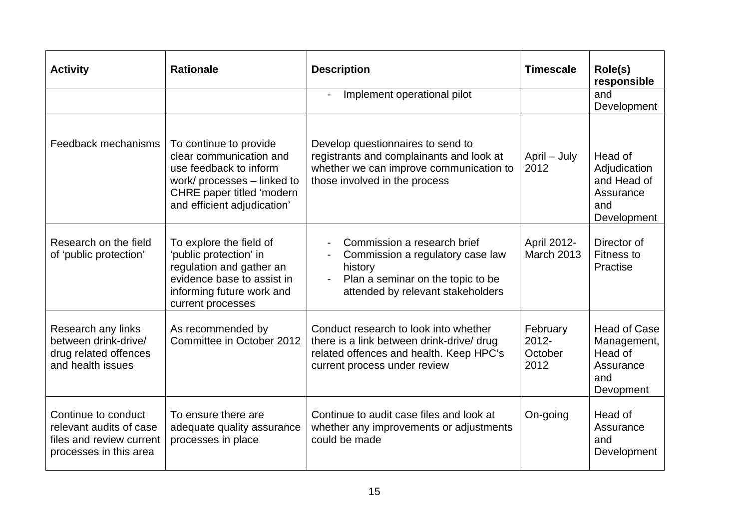| Activity | Rationale | Description | Timescale | Role(s) responsible |
|---|---|---|---|---|
| | | - Implement operational pilot | | and Development |
| Feedback mechanisms | To continue to provide clear communication and use feedback to inform work/ processes – linked to CHRE paper titled 'modern and efficient adjudication' | Develop questionnaires to send to registrants and complainants and look at whether we can improve communication to those involved in the process | April – July 2012 | Head of Adjudication and Head of Assurance and Development |
| Research on the field of 'public protection' | To explore the field of 'public protection' in regulation and gather an evidence base to assist in informing future work and current processes | - Commission a research brief<br>- Commission a regulatory case law history<br>- Plan a seminar on the topic to be attended by relevant stakeholders | April 2012-March 2013 | Director of Fitness to Practise |
| Research any links between drink-drive/ drug related offences and health issues | As recommended by Committee in October 2012 | Conduct research to look into whether there is a link between drink-drive/ drug related offences and health. Keep HPC's current process under review | February 2012-October 2012 | Head of Case Management, Head of Assurance and Devopment |
| Continue to conduct relevant audits of case files and review current processes in this area | To ensure there are adequate quality assurance processes in place | Continue to audit case files and look at whether any improvements or adjustments could be made | On-going | Head of Assurance and Development |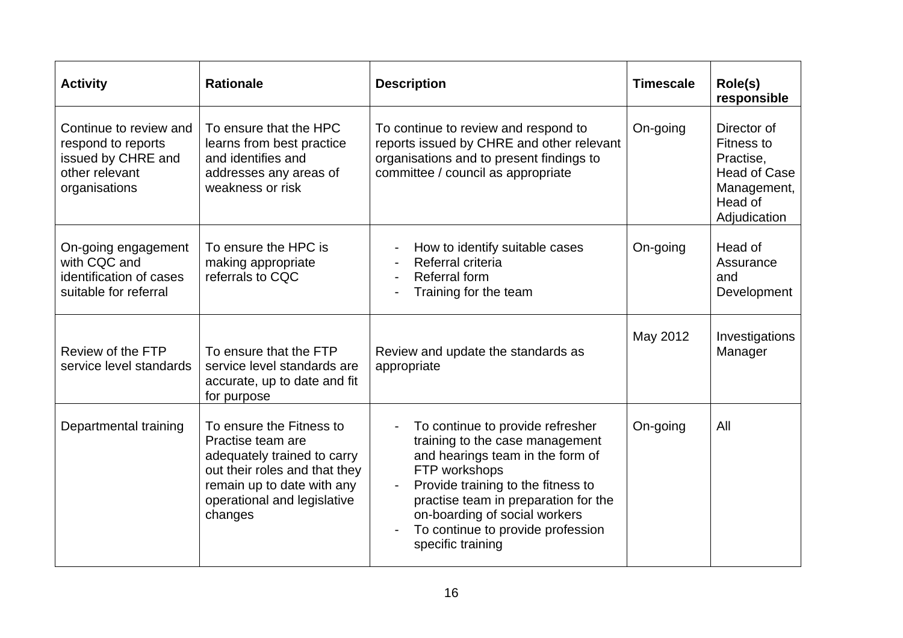| Activity | Rationale | Description | Timescale | Role(s) responsible |
|---|---|---|---|---|
| Continue to review and respond to reports issued by CHRE and other relevant organisations | To ensure that the HPC learns from best practice and identifies and addresses any areas of weakness or risk | To continue to review and respond to reports issued by CHRE and other relevant organisations and to present findings to committee / council as appropriate | On-going | Director of Fitness to Practise, Head of Case Management, Head of Adjudication |
| On-going engagement with CQC and identification of cases suitable for referral | To ensure the HPC is making appropriate referrals to CQC | - How to identify suitable cases<br>- Referral criteria<br>- Referral form<br>- Training for the team | On-going | Head of Assurance and Development |
| Review of the FTP service level standards | To ensure that the FTP service level standards are accurate, up to date and fit for purpose | Review and update the standards as appropriate | May 2012 | Investigations Manager |
| Departmental training | To ensure the Fitness to Practise team are adequately trained to carry out their roles and that they remain up to date with any operational and legislative changes | - To continue to provide refresher training to the case management and hearings team in the form of FTP workshops<br>- Provide training to the fitness to practise team in preparation for the on-boarding of social workers<br>- To continue to provide profession specific training | On-going | All |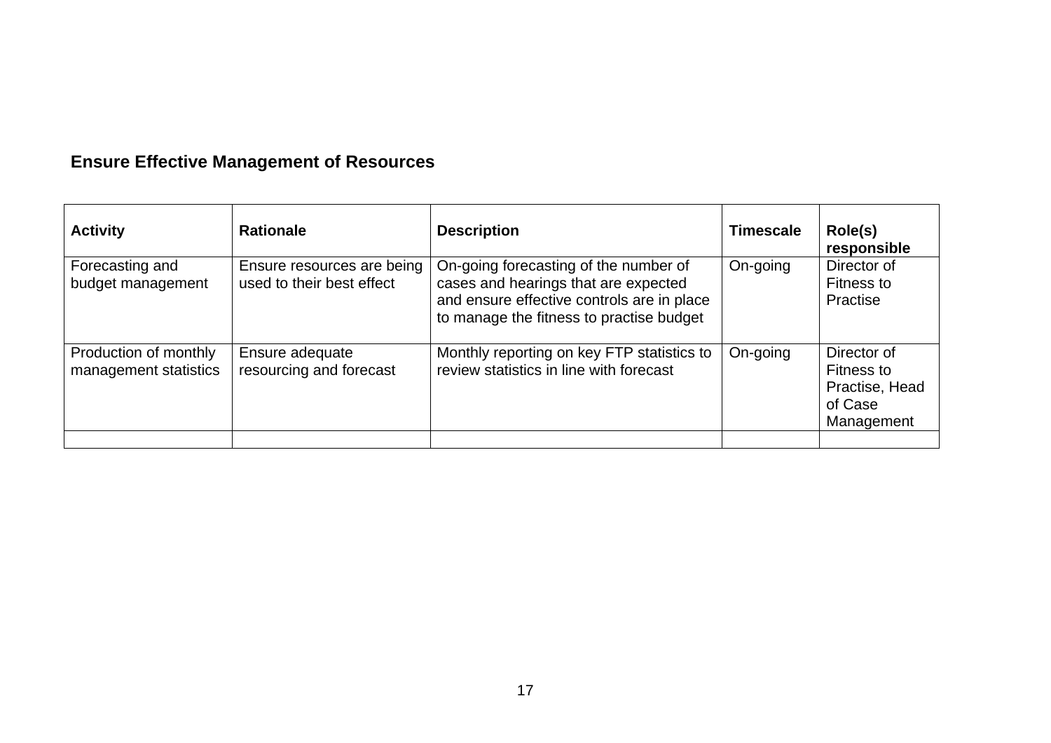## Ensure Effective Management of Resources

| Activity | Rationale | Description | Timescale | Role(s) responsible |
|---|---|---|---|---|
| Forecasting and budget management | Ensure resources are being used to their best effect | On-going forecasting of the number of cases and hearings that are expected and ensure effective controls are in place to manage the fitness to practise budget | On-going | Director of Fitness to Practise |
| Production of monthly management statistics | Ensure adequate resourcing and forecast | Monthly reporting on key FTP statistics to review statistics in line with forecast | On-going | Director of Fitness to Practise, Head of Case Management |
| | | | | |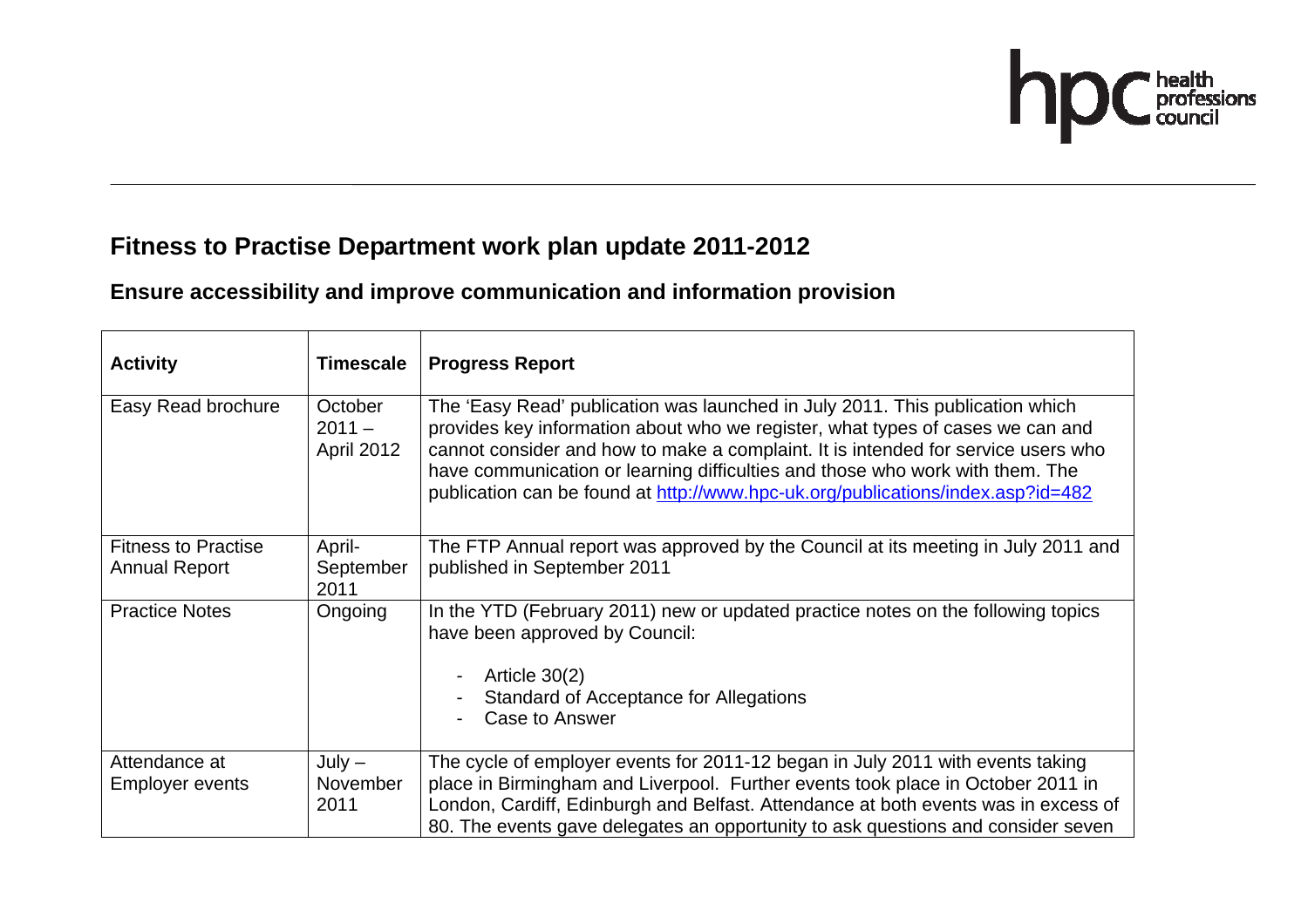# Fitness to Practise Department work plan update 2011-2012

## Ensure accessibility and improve communication and information provision

| Activity | Timescale | Progress Report |
|---|---|---|
| Easy Read brochure | October 2011 – April 2012 | The 'Easy Read' publication was launched in July 2011. This publication which provides key information about who we register, what types of cases we can and cannot consider and how to make a complaint. It is intended for service users who have communication or learning difficulties and those who work with them. The publication can be found at http://www.hpc-uk.org/publications/index.asp?id=482 |
| Fitness to Practise Annual Report | April-September 2011 | The FTP Annual report was approved by the Council at its meeting in July 2011 and published in September 2011 |
| Practice Notes | Ongoing | In the YTD (February 2011) new or updated practice notes on the following topics have been approved by Council:<br><br>- Article 30(2)<br>- Standard of Acceptance for Allegations<br>- Case to Answer |
| Attendance at Employer events | July – November 2011 | The cycle of employer events for 2011-12 began in July 2011 with events taking place in Birmingham and Liverpool. Further events took place in October 2011 in London, Cardiff, Edinburgh and Belfast. Attendance at both events was in excess of 80. The events gave delegates an opportunity to ask questions and consider seven |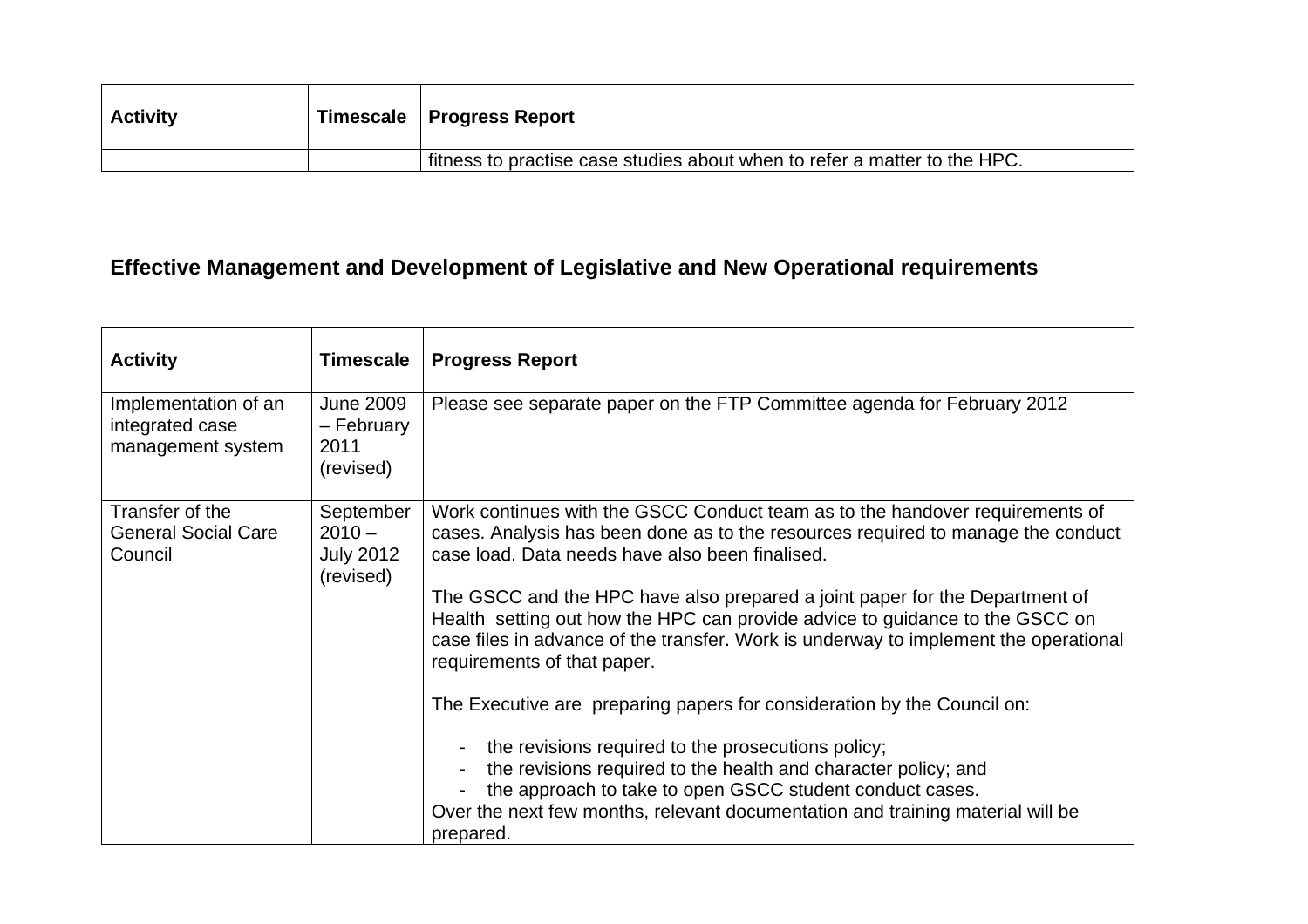| Activity | Timescale | Progress Report |
|---|---|---|
| | | fitness to practise case studies about when to refer a matter to the HPC. |

## Effective Management and Development of Legislative and New Operational requirements

| Activity | Timescale | Progress Report |
|---|---|---|
| Implementation of an integrated case management system | June 2009 – February 2011 (revised) | Please see separate paper on the FTP Committee agenda for February 2012 |
| Transfer of the General Social Care Council | September 2010 – July 2012 (revised) | Work continues with the GSCC Conduct team as to the handover requirements of cases. Analysis has been done as to the resources required to manage the conduct case load. Data needs have also been finalised.<br><br>The GSCC and the HPC have also prepared a joint paper for the Department of Health setting out how the HPC can provide advice to guidance to the GSCC on case files in advance of the transfer. Work is underway to implement the operational requirements of that paper.<br><br>The Executive are preparing papers for consideration by the Council on:<br><br>- the revisions required to the prosecutions policy;<br>- the revisions required to the health and character policy; and<br>- the approach to take to open GSCC student conduct cases.<br><br>Over the next few months, relevant documentation and training material will be prepared. |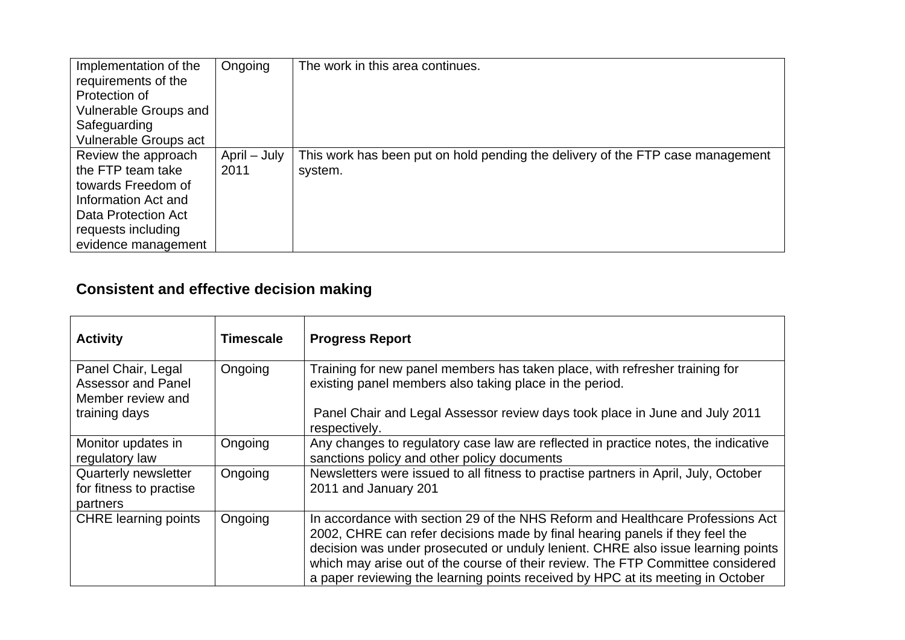| | | |
|---|---|---|
| Implementation of the requirements of the Protection of Vulnerable Groups and Safeguarding Vulnerable Groups act | Ongoing | The work in this area continues. |
| Review the approach the FTP team take towards Freedom of Information Act and Data Protection Act requests including evidence management | April – July 2011 | This work has been put on hold pending the delivery of the FTP case management system. |

## Consistent and effective decision making

| Activity | Timescale | Progress Report |
|---|---|---|
| Panel Chair, Legal Assessor and Panel Member review and training days | Ongoing | Training for new panel members has taken place, with refresher training for existing panel members also taking place in the period.<br><br>Panel Chair and Legal Assessor review days took place in June and July 2011 respectively. |
| Monitor updates in regulatory law | Ongoing | Any changes to regulatory case law are reflected in practice notes, the indicative sanctions policy and other policy documents |
| Quarterly newsletter for fitness to practise partners | Ongoing | Newsletters were issued to all fitness to practise partners in April, July, October 2011 and January 201 |
| CHRE learning points | Ongoing | In accordance with section 29 of the NHS Reform and Healthcare Professions Act 2002, CHRE can refer decisions made by final hearing panels if they feel the decision was under prosecuted or unduly lenient. CHRE also issue learning points which may arise out of the course of their review. The FTP Committee considered a paper reviewing the learning points received by HPC at its meeting in October |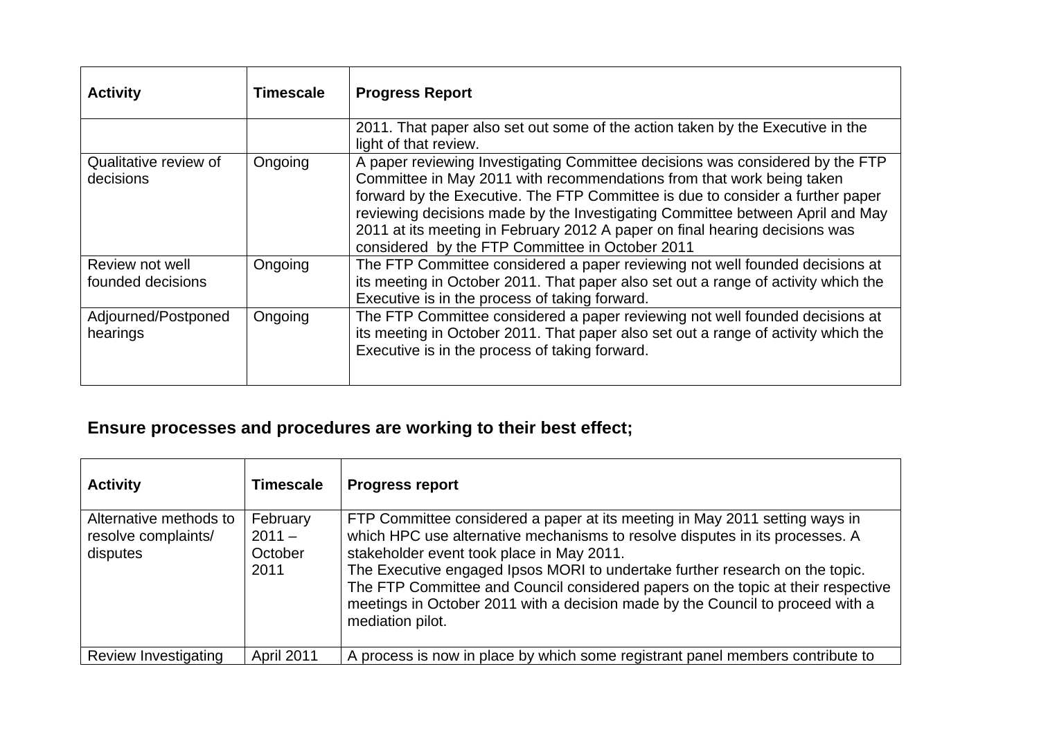| Activity | Timescale | Progress Report |
|---|---|---|
| | | 2011. That paper also set out some of the action taken by the Executive in the light of that review. |
| Qualitative review of decisions | Ongoing | A paper reviewing Investigating Committee decisions was considered by the FTP Committee in May 2011 with recommendations from that work being taken forward by the Executive. The FTP Committee is due to consider a further paper reviewing decisions made by the Investigating Committee between April and May 2011 at its meeting in February 2012 A paper on final hearing decisions was considered by the FTP Committee in October 2011 |
| Review not well founded decisions | Ongoing | The FTP Committee considered a paper reviewing not well founded decisions at its meeting in October 2011. That paper also set out a range of activity which the Executive is in the process of taking forward. |
| Adjourned/Postponed hearings | Ongoing | The FTP Committee considered a paper reviewing not well founded decisions at its meeting in October 2011. That paper also set out a range of activity which the Executive is in the process of taking forward. |

## Ensure processes and procedures are working to their best effect;

| Activity | Timescale | Progress report |
|---|---|---|
| Alternative methods to resolve complaints/ disputes | February 2011 – October 2011 | FTP Committee considered a paper at its meeting in May 2011 setting ways in which HPC use alternative mechanisms to resolve disputes in its processes. A stakeholder event took place in May 2011.<br>The Executive engaged Ipsos MORI to undertake further research on the topic. The FTP Committee and Council considered papers on the topic at their respective meetings in October 2011 with a decision made by the Council to proceed with a mediation pilot. |
| Review Investigating | April 2011 | A process is now in place by which some registrant panel members contribute to |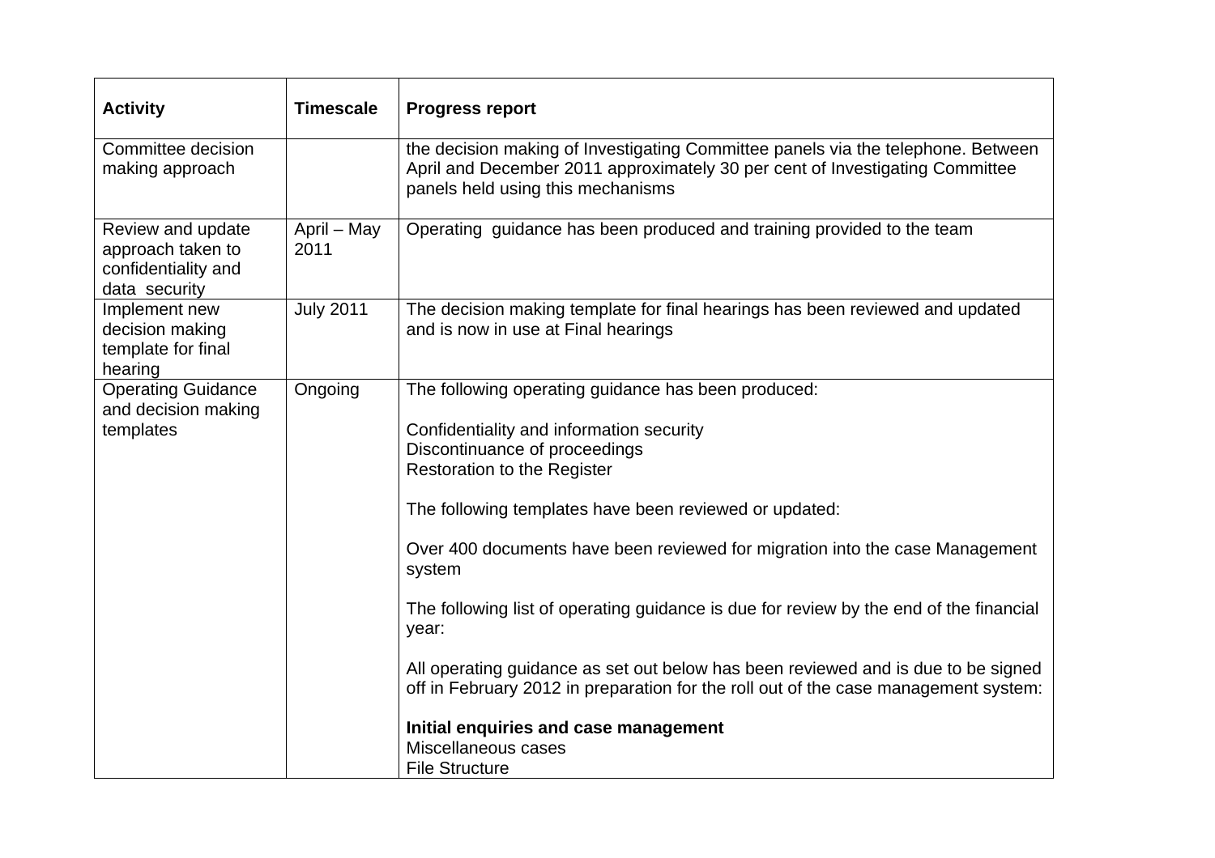| Activity | Timescale | Progress report |
|---|---|---|
| Committee decision making approach | | the decision making of Investigating Committee panels via the telephone. Between April and December 2011 approximately 30 per cent of Investigating Committee panels held using this mechanisms |
| Review and update approach taken to confidentiality and data security | April – May 2011 | Operating guidance has been produced and training provided to the team |
| Implement new decision making template for final hearing | July 2011 | The decision making template for final hearings has been reviewed and updated and is now in use at Final hearings |
| Operating Guidance and decision making templates | Ongoing | The following operating guidance has been produced:<br><br>Confidentiality and information security<br>Discontinuance of proceedings<br>Restoration to the Register<br><br>The following templates have been reviewed or updated:<br><br>Over 400 documents have been reviewed for migration into the case Management system<br><br>The following list of operating guidance is due for review by the end of the financial year:<br><br>All operating guidance as set out below has been reviewed and is due to be signed off in February 2012 in preparation for the roll out of the case management system:<br><br>**Initial enquiries and case management**<br>Miscellaneous cases<br>File Structure |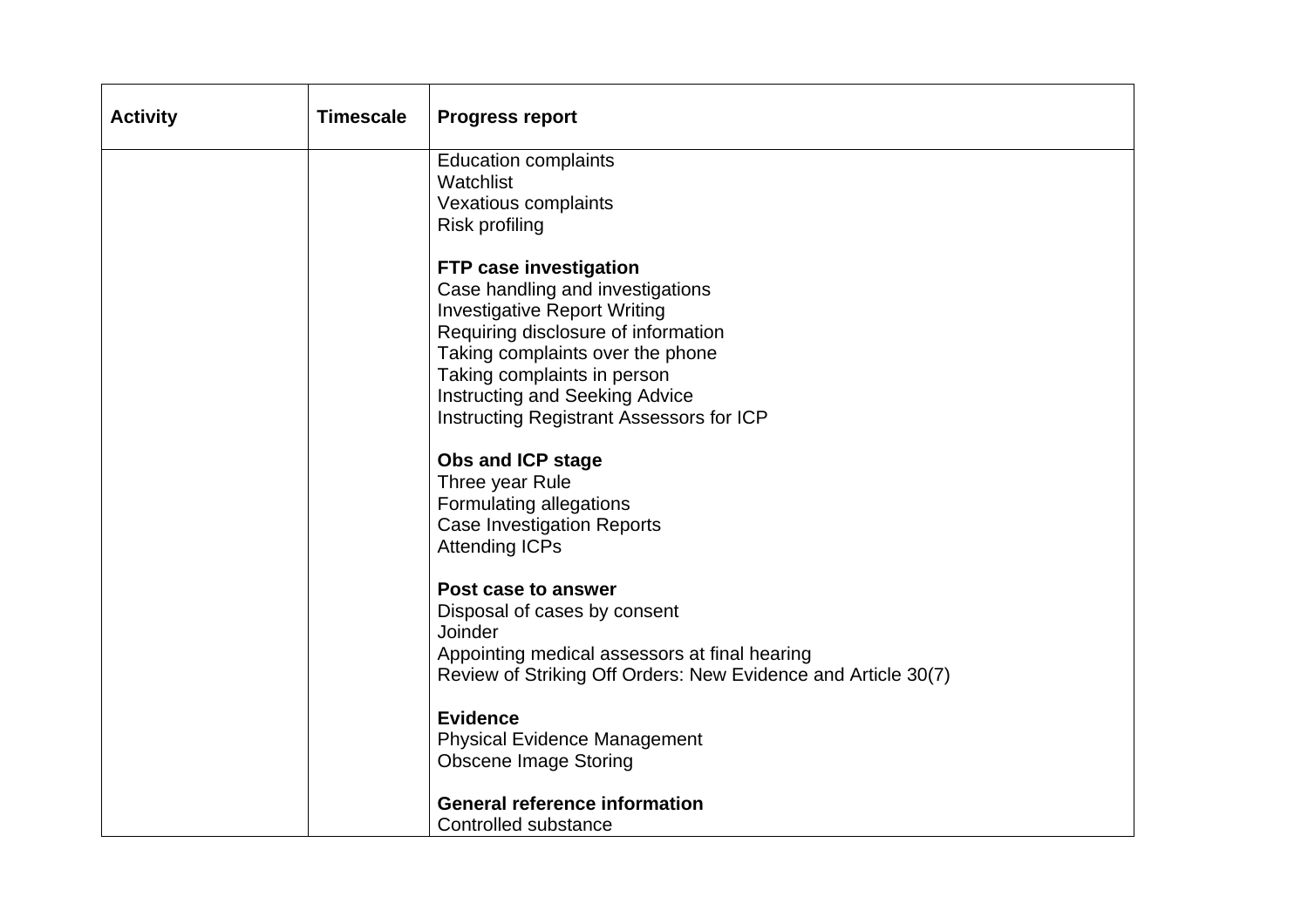| Activity | Timescale | Progress report |
|---|---|---|
| | | Education complaints<br>Watchlist<br>Vexatious complaints<br>Risk profiling<br><br>**FTP case investigation**<br>Case handling and investigations<br>Investigative Report Writing<br>Requiring disclosure of information<br>Taking complaints over the phone<br>Taking complaints in person<br>Instructing and Seeking Advice<br>Instructing Registrant Assessors for ICP<br><br>**Obs and ICP stage**<br>Three year Rule<br>Formulating allegations<br>Case Investigation Reports<br>Attending ICPs<br><br>**Post case to answer**<br>Disposal of cases by consent<br>Joinder<br>Appointing medical assessors at final hearing<br>Review of Striking Off Orders: New Evidence and Article 30(7)<br><br>**Evidence**<br>Physical Evidence Management<br>Obscene Image Storing<br><br>**General reference information**<br>Controlled substance |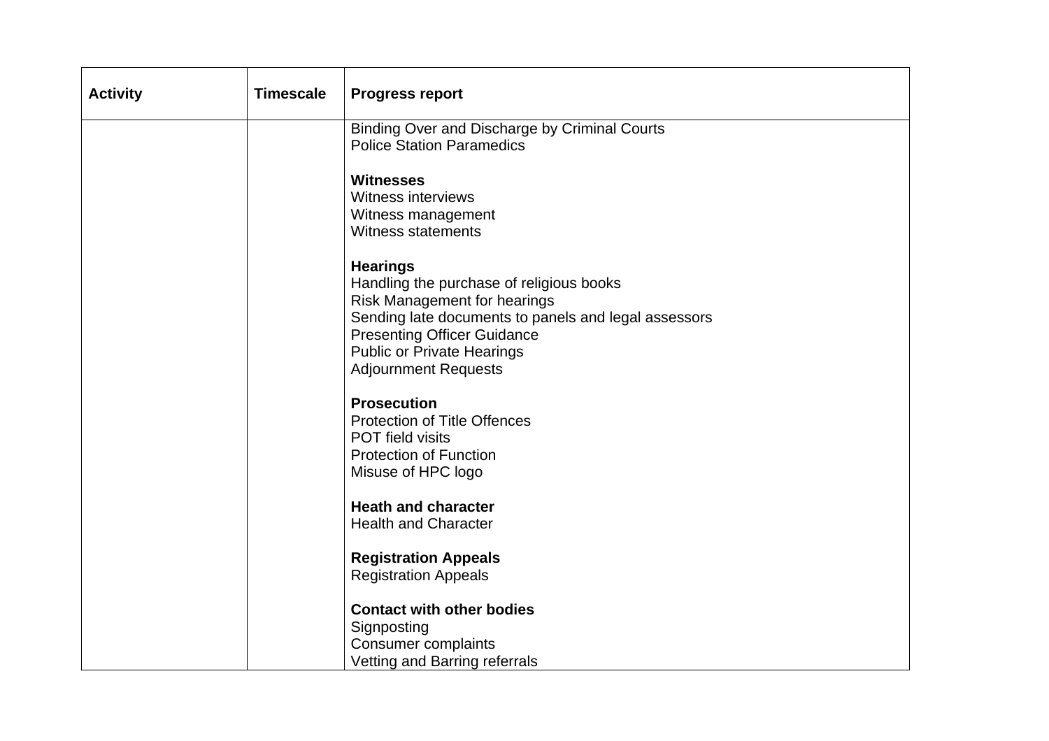| Activity | Timescale | Progress report |
| --- | --- | --- |
| | | Binding Over and Discharge by Criminal Courts<br>Police Station Paramedics<br><br>**Witnesses**<br>Witness interviews<br>Witness management<br>Witness statements<br><br>**Hearings**<br>Handling the purchase of religious books<br>Risk Management for hearings<br>Sending late documents to panels and legal assessors<br>Presenting Officer Guidance<br>Public or Private Hearings<br>Adjournment Requests<br><br>**Prosecution**<br>Protection of Title Offences<br>POT field visits<br>Protection of Function<br>Misuse of HPC logo<br><br>**Heath and character**<br>Health and Character<br><br>**Registration Appeals**<br>Registration Appeals<br><br>**Contact with other bodies**<br>Signposting<br>Consumer complaints<br>Vetting and Barring referrals |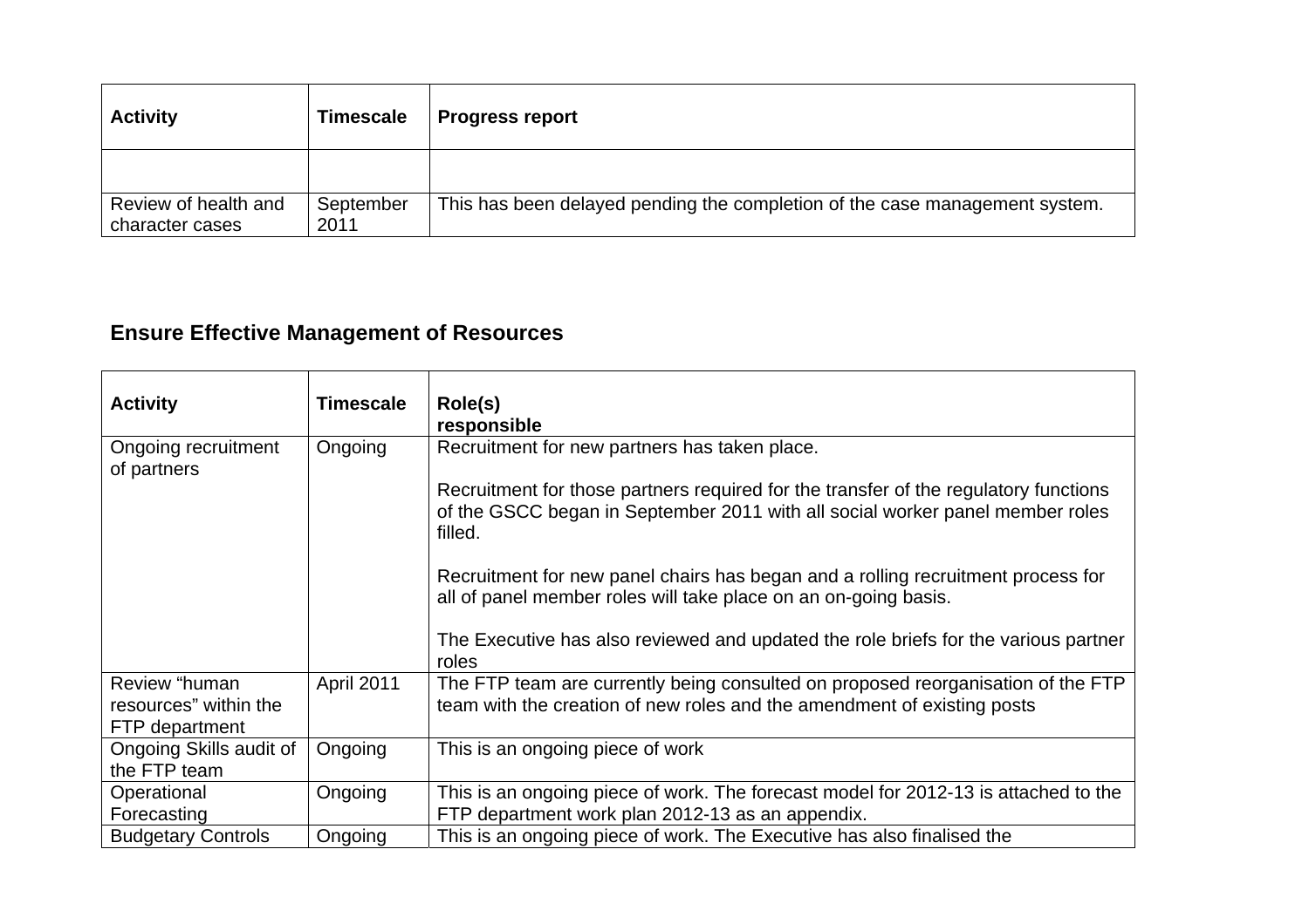| Activity | Timescale | Progress report |
|---|---|---|
| | | |
| Review of health and character cases | September 2011 | This has been delayed pending the completion of the case management system. |

## Ensure Effective Management of Resources

| Activity | Timescale | Role(s) responsible |
|---|---|---|
| Ongoing recruitment of partners | Ongoing | Recruitment for new partners has taken place.<br><br>Recruitment for those partners required for the transfer of the regulatory functions of the GSCC began in September 2011 with all social worker panel member roles filled.<br><br>Recruitment for new panel chairs has began and a rolling recruitment process for all of panel member roles will take place on an on-going basis.<br><br>The Executive has also reviewed and updated the role briefs for the various partner roles |
| Review "human resources" within the FTP department | April 2011 | The FTP team are currently being consulted on proposed reorganisation of the FTP team with the creation of new roles and the amendment of existing posts |
| Ongoing Skills audit of the FTP team | Ongoing | This is an ongoing piece of work |
| Operational Forecasting | Ongoing | This is an ongoing piece of work. The forecast model for 2012-13 is attached to the FTP department work plan 2012-13 as an appendix. |
| Budgetary Controls | Ongoing | This is an ongoing piece of work. The Executive has also finalised the |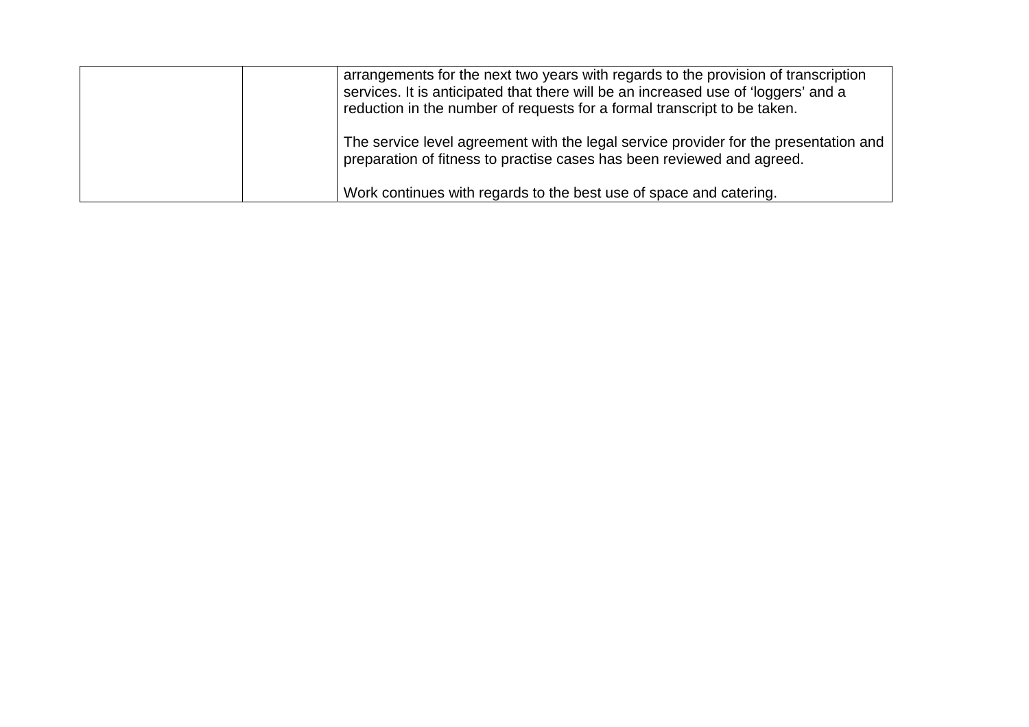| | | |
|---|---|---|
| | | arrangements for the next two years with regards to the provision of transcription services. It is anticipated that there will be an increased use of 'loggers' and a reduction in the number of requests for a formal transcript to be taken.<br><br>The service level agreement with the legal service provider for the presentation and preparation of fitness to practise cases has been reviewed and agreed.<br><br>Work continues with regards to the best use of space and catering. |